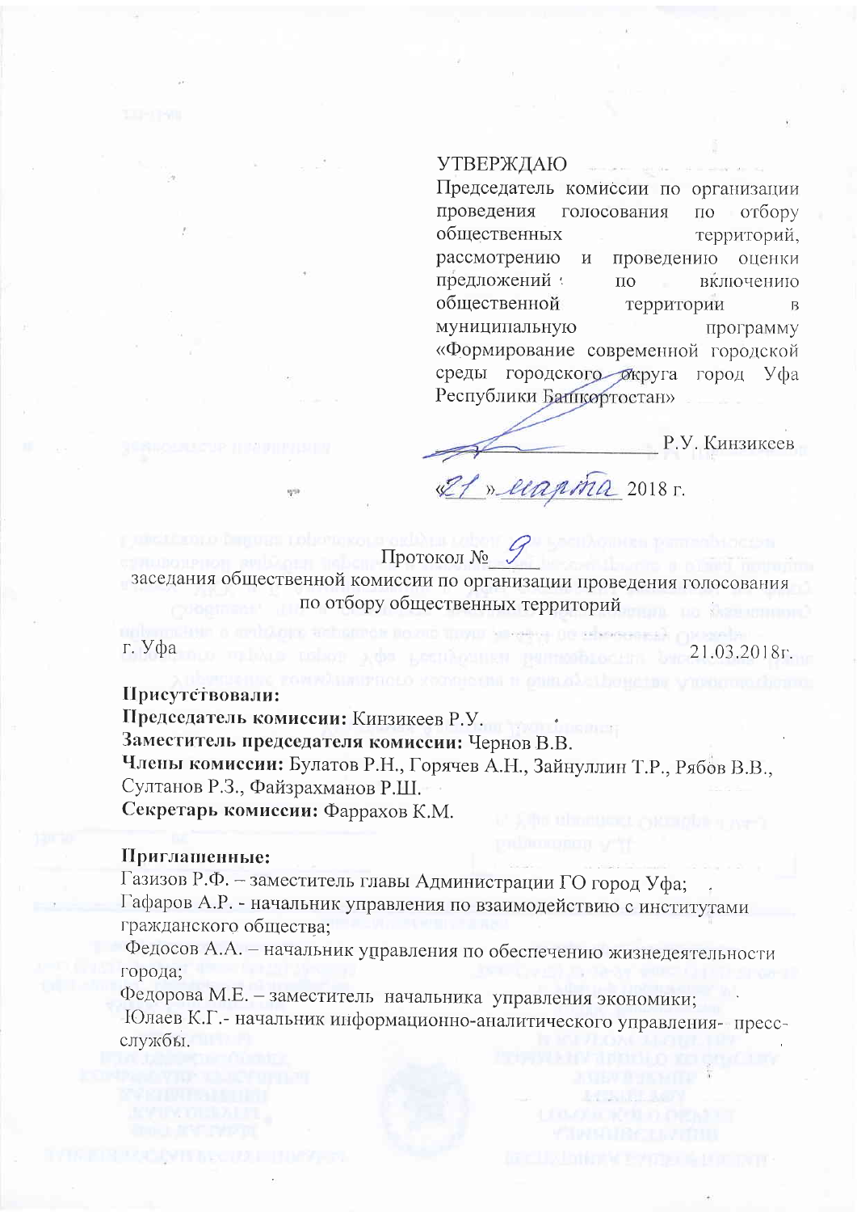УТВЕРЖДАЮ
Председатель комиссии по организации проведения голосования по отбору общественных территорий, рассмотрению и проведению оценки предложений по включению общественной территории в муниципальную программу «Формирование современной городской среды городского округа город Уфа Республики Башкортостан»

Р.У. Кинзикеев

«21» марта 2018 г.

Протокол № 9
заседания общественной комиссии по организации проведения голосования по отбору общественных территорий

г. Уфа 21.03.2018г.

**Присутствовали:**
**Председатель комиссии:** Кинзикеев Р.У.
**Заместитель председателя комиссии:** Чернов В.В.
**Члены комиссии:** Булатов Р.Н., Горячев А.Н., Зайнуллин Т.Р., Рябов В.В., Султанов Р.З., Файзрахманов Р.Ш.
**Секретарь комиссии:** Фаррахов К.М.

**Приглашенные:**
Газизов Р.Ф. – заместитель главы Администрации ГО город Уфа;
Гафаров А.Р. - начальник управления по взаимодействию с институтами гражданского общества;
Федосов А.А. – начальник управления по обеспечению жизнедеятельности города;
Федорова М.Е. – заместитель начальника управления экономики;
Юлаев К.Г.- начальник информационно-аналитического управления- пресс-службы.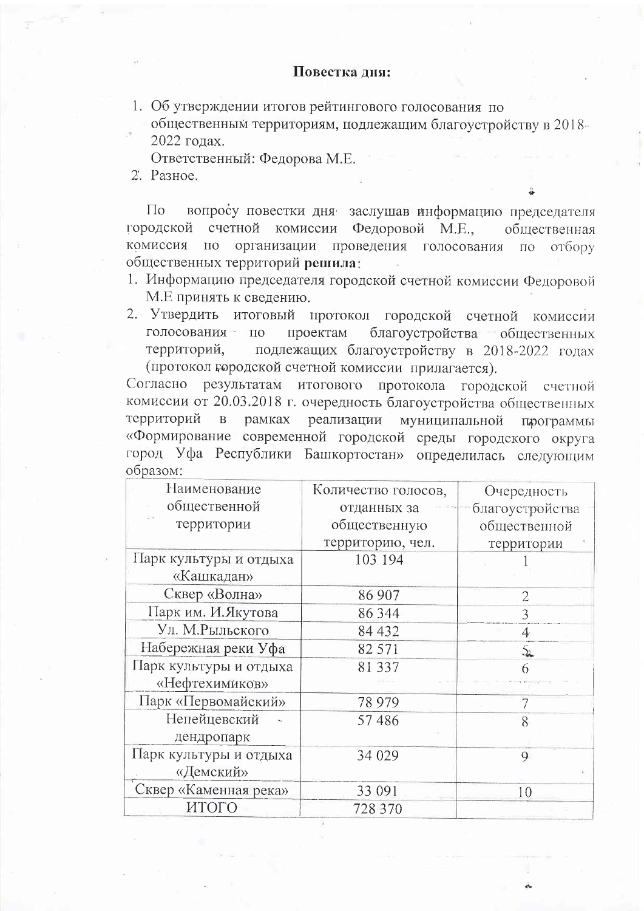**Повестка дня:**

1. Об утверждении итогов рейтингового голосования по общественным территориям, подлежащим благоустройству в 2018-2022 годах.
   Ответственный: Федорова М.Е.
2. Разное.

По вопросу повестки дня заслушав информацию председателя городской счетной комиссии Федоровой М.Е., общественная комиссия по организации проведения голосования по отбору общественных территорий **решила**:

1. Информацию председателя городской счетной комиссии Федоровой М.Е принять к сведению.
2. Утвердить итоговый протокол городской счетной комиссии голосования по проектам благоустройства общественных территорий, подлежащих благоустройству в 2018-2022 годах (протокол городской счетной комиссии прилагается).

Согласно результатам итогового протокола городской счетной комиссии от 20.03.2018 г. очередность благоустройства общественных территорий в рамках реализации муниципальной программы «Формирование современной городской среды городского округа город Уфа Республики Башкортостан» определилась следующим образом:

| Наименование общественной территории | Количество голосов, отданных за общественную территорию, чел. | Очередность благоустройства общественной территории |
| --- | --- | --- |
| Парк культуры и отдыха «Кашкадан» | 103 194 | 1 |
| Сквер «Волна» | 86 907 | 2 |
| Парк им. И.Якутова | 86 344 | 3 |
| Ул. М.Рыльского | 84 432 | 4 |
| Набережная реки Уфа | 82 571 | 5 |
| Парк культуры и отдыха «Нефтехимиков» | 81 337 | 6 |
| Парк «Первомайский» | 78 979 | 7 |
| Непейцевский дендропарк | 57 486 | 8 |
| Парк культуры и отдыха «Демский» | 34 029 | 9 |
| Сквер «Каменная река» | 33 091 | 10 |
| ИТОГО | 728 370 | |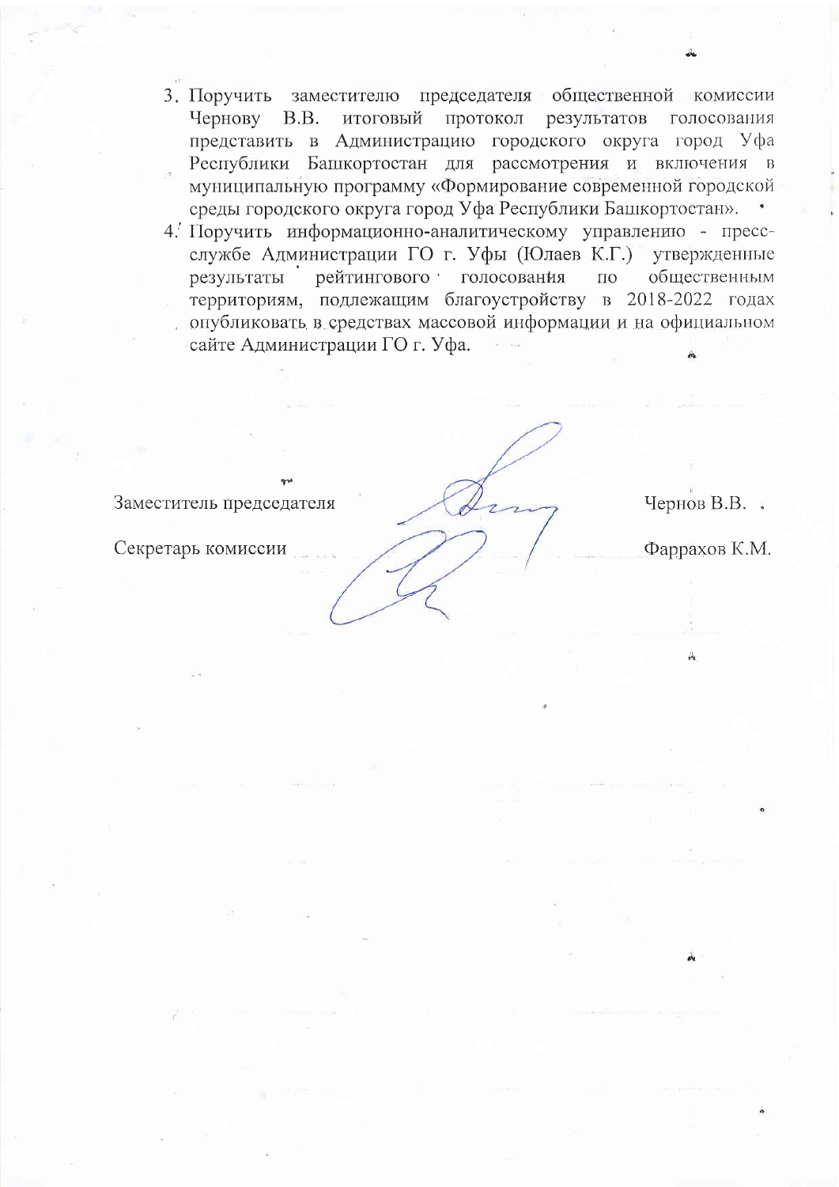3. Поручить заместителю председателя общественной комиссии Чернову В.В. итоговый протокол результатов голосования представить в Администрацию городского округа город Уфа Республики Башкортостан для рассмотрения и включения в муниципальную программу «Формирование современной городской среды городского округа город Уфа Республики Башкортостан».
4. Поручить информационно-аналитическому управлению - пресс-службе Администрации ГО г. Уфы (Юлаев К.Г.) утвержденные результаты рейтингового голосования по общественным территориям, подлежащим благоустройству в 2018-2022 годах опубликовать в средствах массовой информации и на официальном сайте Администрации ГО г. Уфа.

| | |
|---|---|
| Заместитель председателя | Чернов В.В. |
| Секретарь комиссии | Фаррахов К.М. |